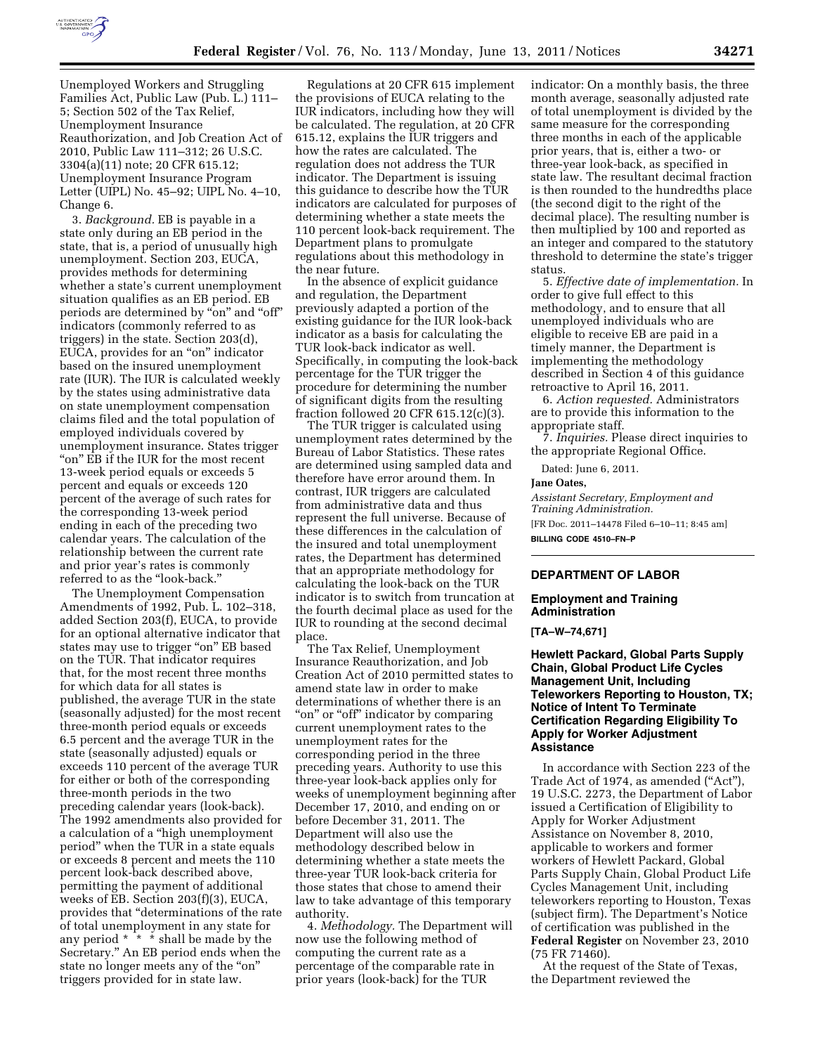Unemployed Workers and Struggling Families Act, Public Law (Pub. L.) 111–5; Section 502 of the Tax Relief, Unemployment Insurance Reauthorization, and Job Creation Act of 2010, Public Law 111–312; 26 U.S.C. 3304(a)(11) note; 20 CFR 615.12; Unemployment Insurance Program Letter (UIPL) No. 45–92; UIPL No. 4–10, Change 6.

3. *Background.* EB is payable in a state only during an EB period in the state, that is, a period of unusually high unemployment. Section 203, EUCA, provides methods for determining whether a state's current unemployment situation qualifies as an EB period. EB periods are determined by "on" and "off" indicators (commonly referred to as triggers) in the state. Section 203(d), EUCA, provides for an "on" indicator based on the insured unemployment rate (IUR). The IUR is calculated weekly by the states using administrative data on state unemployment compensation claims filed and the total population of employed individuals covered by unemployment insurance. States trigger "on" EB if the IUR for the most recent 13-week period equals or exceeds 5 percent and equals or exceeds 120 percent of the average of such rates for the corresponding 13-week period ending in each of the preceding two calendar years. The calculation of the relationship between the current rate and prior year's rates is commonly referred to as the "look-back."

The Unemployment Compensation Amendments of 1992, Pub. L. 102–318, added Section 203(f), EUCA, to provide for an optional alternative indicator that states may use to trigger "on" EB based on the TUR. That indicator requires that, for the most recent three months for which data for all states is published, the average TUR in the state (seasonally adjusted) for the most recent three-month period equals or exceeds 6.5 percent and the average TUR in the state (seasonally adjusted) equals or exceeds 110 percent of the average TUR for either or both of the corresponding three-month periods in the two preceding calendar years (look-back). The 1992 amendments also provided for a calculation of a "high unemployment period" when the TUR in a state equals or exceeds 8 percent and meets the 110 percent look-back described above, permitting the payment of additional weeks of EB. Section 203(f)(3), EUCA, provides that "determinations of the rate of total unemployment in any state for any period * * * shall be made by the Secretary." An EB period ends when the state no longer meets any of the "on" triggers provided for in state law.

Regulations at 20 CFR 615 implement the provisions of EUCA relating to the IUR indicators, including how they will be calculated. The regulation, at 20 CFR 615.12, explains the IUR triggers and how the rates are calculated. The regulation does not address the TUR indicator. The Department is issuing this guidance to describe how the TUR indicators are calculated for purposes of determining whether a state meets the 110 percent look-back requirement. The Department plans to promulgate regulations about this methodology in the near future.

In the absence of explicit guidance and regulation, the Department previously adapted a portion of the existing guidance for the IUR look-back indicator as a basis for calculating the TUR look-back indicator as well. Specifically, in computing the look-back percentage for the TUR trigger the procedure for determining the number of significant digits from the resulting fraction followed 20 CFR 615.12(c)(3).

The TUR trigger is calculated using unemployment rates determined by the Bureau of Labor Statistics. These rates are determined using sampled data and therefore have error around them. In contrast, IUR triggers are calculated from administrative data and thus represent the full universe. Because of these differences in the calculation of the insured and total unemployment rates, the Department has determined that an appropriate methodology for calculating the look-back on the TUR indicator is to switch from truncation at the fourth decimal place as used for the IUR to rounding at the second decimal place.

The Tax Relief, Unemployment Insurance Reauthorization, and Job Creation Act of 2010 permitted states to amend state law in order to make determinations of whether there is an "on" or "off" indicator by comparing current unemployment rates to the unemployment rates for the corresponding period in the three preceding years. Authority to use this three-year look-back applies only for weeks of unemployment beginning after December 17, 2010, and ending on or before December 31, 2011. The Department will also use the methodology described below in determining whether a state meets the three-year TUR look-back criteria for those states that chose to amend their law to take advantage of this temporary authority.

4. *Methodology.* The Department will now use the following method of computing the current rate as a percentage of the comparable rate in prior years (look-back) for the TUR indicator: On a monthly basis, the three month average, seasonally adjusted rate of total unemployment is divided by the same measure for the corresponding three months in each of the applicable prior years, that is, either a two- or three-year look-back, as specified in state law. The resultant decimal fraction is then rounded to the hundredths place (the second digit to the right of the decimal place). The resulting number is then multiplied by 100 and reported as an integer and compared to the statutory threshold to determine the state's trigger status.

5. *Effective date of implementation.* In order to give full effect to this methodology, and to ensure that all unemployed individuals who are eligible to receive EB are paid in a timely manner, the Department is implementing the methodology described in Section 4 of this guidance retroactive to April 16, 2011.

6. *Action requested.* Administrators are to provide this information to the appropriate staff.

7. *Inquiries.* Please direct inquiries to the appropriate Regional Office.

Dated: June 6, 2011.

**Jane Oates,**

*Assistant Secretary, Employment and Training Administration.*

[FR Doc. 2011–14478 Filed 6–10–11; 8:45 am]

**BILLING CODE 4510–FN–P**

## DEPARTMENT OF LABOR

### Employment and Training Administration

**[TA–W–74,671]**

### Hewlett Packard, Global Parts Supply Chain, Global Product Life Cycles Management Unit, Including Teleworkers Reporting to Houston, TX; Notice of Intent To Terminate Certification Regarding Eligibility To Apply for Worker Adjustment Assistance

In accordance with Section 223 of the Trade Act of 1974, as amended ("Act"), 19 U.S.C. 2273, the Department of Labor issued a Certification of Eligibility to Apply for Worker Adjustment Assistance on November 8, 2010, applicable to workers and former workers of Hewlett Packard, Global Parts Supply Chain, Global Product Life Cycles Management Unit, including teleworkers reporting to Houston, Texas (subject firm). The Department's Notice of certification was published in the **Federal Register** on November 23, 2010 (75 FR 71460).

At the request of the State of Texas, the Department reviewed the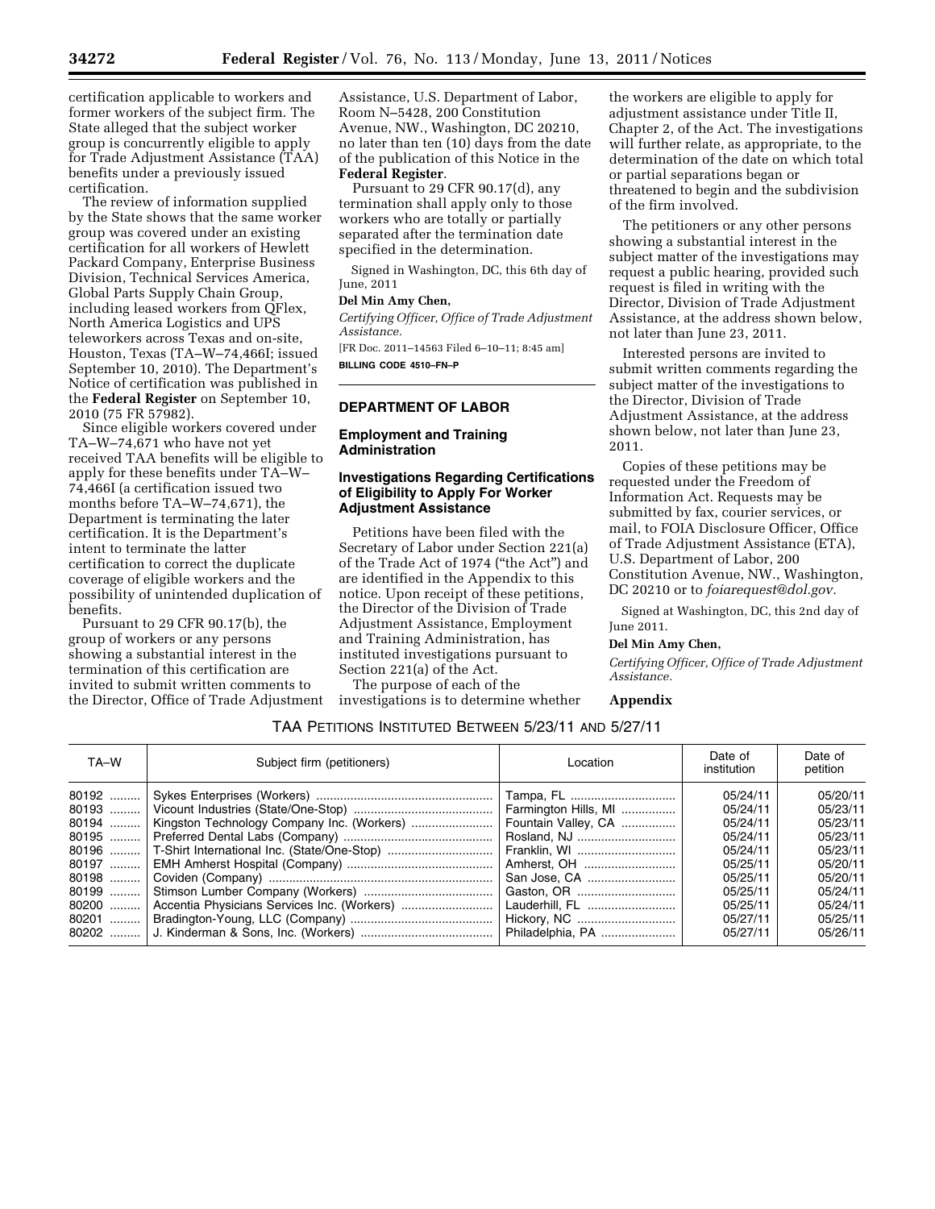certification applicable to workers and former workers of the subject firm. The State alleged that the subject worker group is concurrently eligible to apply for Trade Adjustment Assistance (TAA) benefits under a previously issued certification.

The review of information supplied by the State shows that the same worker group was covered under an existing certification for all workers of Hewlett Packard Company, Enterprise Business Division, Technical Services America, Global Parts Supply Chain Group, including leased workers from QFlex, North America Logistics and UPS teleworkers across Texas and on-site, Houston, Texas (TA–W–74,466I; issued September 10, 2010). The Department's Notice of certification was published in the **Federal Register** on September 10, 2010 (75 FR 57982).

Since eligible workers covered under TA–W–74,671 who have not yet received TAA benefits will be eligible to apply for these benefits under TA–W–74,466I (a certification issued two months before TA–W–74,671), the Department is terminating the later certification. It is the Department's intent to terminate the latter certification to correct the duplicate coverage of eligible workers and the possibility of unintended duplication of benefits.

Pursuant to 29 CFR 90.17(b), the group of workers or any persons showing a substantial interest in the termination of this certification are invited to submit written comments to the Director, Office of Trade Adjustment Assistance, U.S. Department of Labor, Room N–5428, 200 Constitution Avenue, NW., Washington, DC 20210, no later than ten (10) days from the date of the publication of this Notice in the **Federal Register**.

Pursuant to 29 CFR 90.17(d), any termination shall apply only to those workers who are totally or partially separated after the termination date specified in the determination.

Signed in Washington, DC, this 6th day of June, 2011

**Del Min Amy Chen,**

*Certifying Officer, Office of Trade Adjustment Assistance.*

[FR Doc. 2011–14563 Filed 6–10–11; 8:45 am]

**BILLING CODE 4510–FN–P**

## DEPARTMENT OF LABOR

### Employment and Training Administration

### Investigations Regarding Certifications of Eligibility to Apply For Worker Adjustment Assistance

Petitions have been filed with the Secretary of Labor under Section 221(a) of the Trade Act of 1974 ("the Act") and are identified in the Appendix to this notice. Upon receipt of these petitions, the Director of the Division of Trade Adjustment Assistance, Employment and Training Administration, has instituted investigations pursuant to Section 221(a) of the Act.

The purpose of each of the investigations is to determine whether the workers are eligible to apply for adjustment assistance under Title II, Chapter 2, of the Act. The investigations will further relate, as appropriate, to the determination of the date on which total or partial separations began or threatened to begin and the subdivision of the firm involved.

The petitioners or any other persons showing a substantial interest in the subject matter of the investigations may request a public hearing, provided such request is filed in writing with the Director, Division of Trade Adjustment Assistance, at the address shown below, not later than June 23, 2011.

Interested persons are invited to submit written comments regarding the subject matter of the investigations to the Director, Division of Trade Adjustment Assistance, at the address shown below, not later than June 23, 2011.

Copies of these petitions may be requested under the Freedom of Information Act. Requests may be submitted by fax, courier services, or mail, to FOIA Disclosure Officer, Office of Trade Adjustment Assistance (ETA), U.S. Department of Labor, 200 Constitution Avenue, NW., Washington, DC 20210 or to *foiarequest@dol.gov.*

Signed at Washington, DC, this 2nd day of June 2011.

**Del Min Amy Chen,**

*Certifying Officer, Office of Trade Adjustment Assistance.*

**Appendix**

TAA PETITIONS INSTITUTED BETWEEN 5/23/11 AND 5/27/11

| TA–W | Subject firm (petitioners) | Location | Date of institution | Date of petition |
|---|---|---|---|---|
| 80192 | Sykes Enterprises (Workers) | Tampa, FL | 05/24/11 | 05/20/11 |
| 80193 | Vicount Industries (State/One-Stop) | Farmington Hills, MI | 05/24/11 | 05/23/11 |
| 80194 | Kingston Technology Company Inc. (Workers) | Fountain Valley, CA | 05/24/11 | 05/23/11 |
| 80195 | Preferred Dental Labs (Company) | Rosland, NJ | 05/24/11 | 05/23/11 |
| 80196 | T-Shirt International Inc. (State/One-Stop) | Franklin, WI | 05/24/11 | 05/23/11 |
| 80197 | EMH Amherst Hospital (Company) | Amherst, OH | 05/25/11 | 05/20/11 |
| 80198 | Coviden (Company) | San Jose, CA | 05/25/11 | 05/20/11 |
| 80199 | Stimson Lumber Company (Workers) | Gaston, OR | 05/25/11 | 05/24/11 |
| 80200 | Accentia Physicians Services Inc. (Workers) | Lauderhill, FL | 05/25/11 | 05/24/11 |
| 80201 | Bradington-Young, LLC (Company) | Hickory, NC | 05/27/11 | 05/25/11 |
| 80202 | J. Kinderman & Sons, Inc. (Workers) | Philadelphia, PA | 05/27/11 | 05/26/11 |